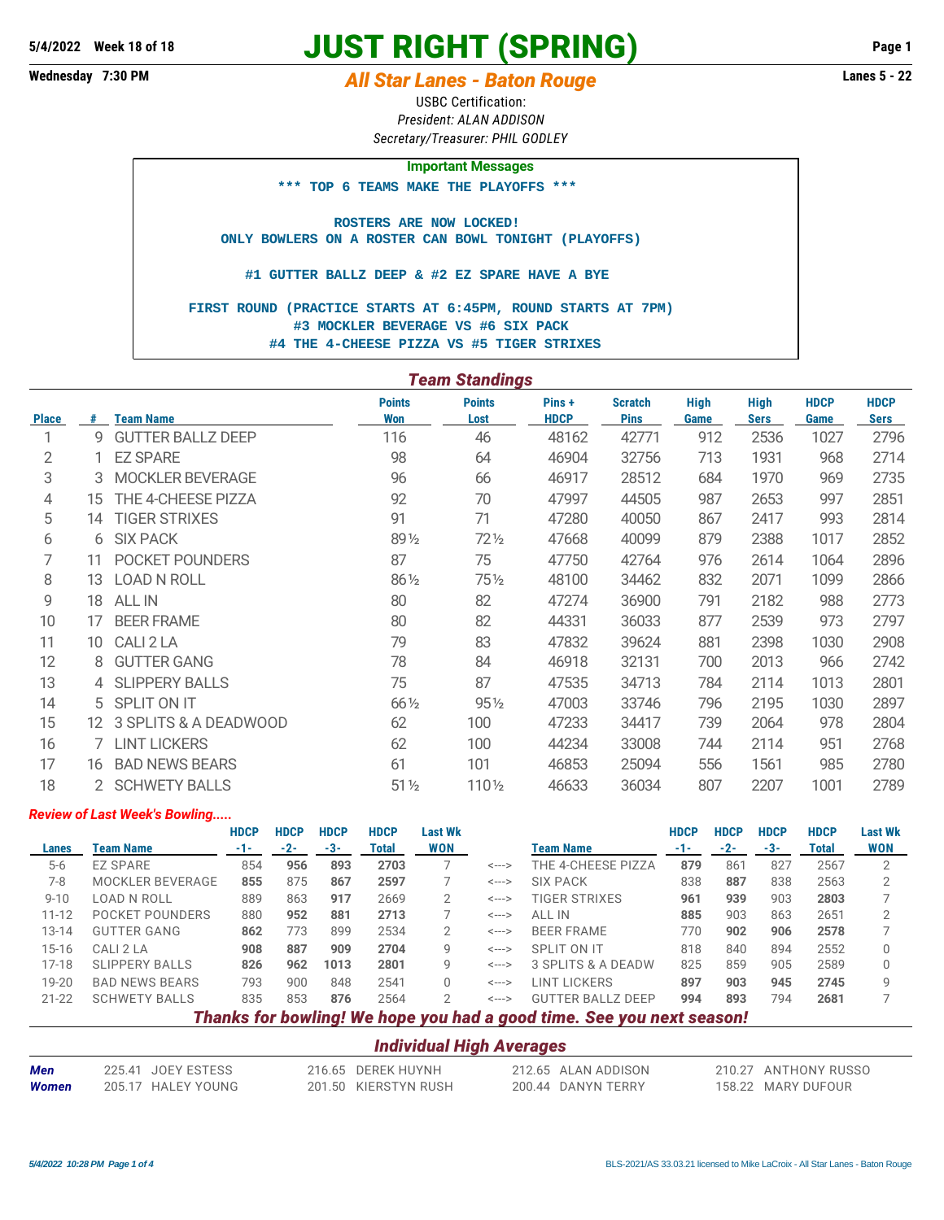5/4/2022 Week 18 of 18

# JUST RIGHT (SPRING)

Wednesday 7:30 PM

## *All Star Lanes - Baton Rouge*

Lanes 5 - 22

USBC Certification:
*President: ALAN ADDISON*
*Secretary/Treasurer: PHIL GODLEY*

**Important Messages**

**\*\*\* TOP 6 TEAMS MAKE THE PLAYOFFS \*\*\***

**ROSTERS ARE NOW LOCKED!**
**ONLY BOWLERS ON A ROSTER CAN BOWL TONIGHT (PLAYOFFS)**

**#1 GUTTER BALLZ DEEP & #2 EZ SPARE HAVE A BYE**

**FIRST ROUND (PRACTICE STARTS AT 6:45PM, ROUND STARTS AT 7PM)**
**#3 MOCKLER BEVERAGE VS #6 SIX PACK**
**#4 THE 4-CHEESE PIZZA VS #5 TIGER STRIXES**

### *Team Standings*

| Place | # | Team Name | Points Won | Points Lost | Pins + HDCP | Scratch Pins | High Game | High Sers | HDCP Game | HDCP Sers |
|---|---|---|---|---|---|---|---|---|---|---|
| 1 | 9 | GUTTER BALLZ DEEP | 116 | 46 | 48162 | 42771 | 912 | 2536 | 1027 | 2796 |
| 2 | 1 | EZ SPARE | 98 | 64 | 46904 | 32756 | 713 | 1931 | 968 | 2714 |
| 3 | 3 | MOCKLER BEVERAGE | 96 | 66 | 46917 | 28512 | 684 | 1970 | 969 | 2735 |
| 4 | 15 | THE 4-CHEESE PIZZA | 92 | 70 | 47997 | 44505 | 987 | 2653 | 997 | 2851 |
| 5 | 14 | TIGER STRIXES | 91 | 71 | 47280 | 40050 | 867 | 2417 | 993 | 2814 |
| 6 | 6 | SIX PACK | 89½ | 72½ | 47668 | 40099 | 879 | 2388 | 1017 | 2852 |
| 7 | 11 | POCKET POUNDERS | 87 | 75 | 47750 | 42764 | 976 | 2614 | 1064 | 2896 |
| 8 | 13 | LOAD N ROLL | 86½ | 75½ | 48100 | 34462 | 832 | 2071 | 1099 | 2866 |
| 9 | 18 | ALL IN | 80 | 82 | 47274 | 36900 | 791 | 2182 | 988 | 2773 |
| 10 | 17 | BEER FRAME | 80 | 82 | 44331 | 36033 | 877 | 2539 | 973 | 2797 |
| 11 | 10 | CALI 2 LA | 79 | 83 | 47832 | 39624 | 881 | 2398 | 1030 | 2908 |
| 12 | 8 | GUTTER GANG | 78 | 84 | 46918 | 32131 | 700 | 2013 | 966 | 2742 |
| 13 | 4 | SLIPPERY BALLS | 75 | 87 | 47535 | 34713 | 784 | 2114 | 1013 | 2801 |
| 14 | 5 | SPLIT ON IT | 66½ | 95½ | 47003 | 33746 | 796 | 2195 | 1030 | 2897 |
| 15 | 12 | 3 SPLITS & A DEADWOOD | 62 | 100 | 47233 | 34417 | 739 | 2064 | 978 | 2804 |
| 16 | 7 | LINT LICKERS | 62 | 100 | 44234 | 33008 | 744 | 2114 | 951 | 2768 |
| 17 | 16 | BAD NEWS BEARS | 61 | 101 | 46853 | 25094 | 556 | 1561 | 985 | 2780 |
| 18 | 2 | SCHWETY BALLS | 51½ | 110½ | 46633 | 36034 | 807 | 2207 | 1001 | 2789 |

*Review of Last Week's Bowling.....*

| Lanes | Team Name | HDCP -1- | HDCP -2- | HDCP -3- | HDCP Total | Last Wk WON | | Team Name | HDCP -1- | HDCP -2- | HDCP -3- | HDCP Total | Last Wk WON |
|---|---|---|---|---|---|---|---|---|---|---|---|---|---|
| 5-6 | EZ SPARE | 854 | **956** | **893** | **2703** | 7 | <---> | THE 4-CHEESE PIZZA | **879** | 861 | 827 | 2567 | 2 |
| 7-8 | MOCKLER BEVERAGE | **855** | 875 | **867** | **2597** | 7 | <---> | SIX PACK | 838 | **887** | 838 | 2563 | 2 |
| 9-10 | LOAD N ROLL | 889 | 863 | **917** | 2669 | 2 | <---> | TIGER STRIXES | **961** | **939** | 903 | **2803** | 7 |
| 11-12 | POCKET POUNDERS | 880 | **952** | **881** | **2713** | 7 | <---> | ALL IN | **885** | 903 | 863 | 2651 | 2 |
| 13-14 | GUTTER GANG | **862** | 773 | 899 | 2534 | 2 | <---> | BEER FRAME | 770 | **902** | **906** | **2578** | 7 |
| 15-16 | CALI 2 LA | **908** | **887** | **909** | **2704** | 9 | <---> | SPLIT ON IT | 818 | 840 | 894 | 2552 | 0 |
| 17-18 | SLIPPERY BALLS | **826** | **962** | **1013** | **2801** | 9 | <---> | 3 SPLITS & A DEADW | 825 | 859 | 905 | 2589 | 0 |
| 19-20 | BAD NEWS BEARS | 793 | 900 | 848 | 2541 | 0 | <---> | LINT LICKERS | **897** | **903** | **945** | **2745** | 9 |
| 21-22 | SCHWETY BALLS | 835 | 853 | **876** | 2564 | 2 | <---> | GUTTER BALLZ DEEP | **994** | **893** | 794 | **2681** | 7 |

***Thanks for bowling! We hope you had a good time. See you next season!***

### *Individual High Averages*

| | | | | |
|---|---|---|---|---|
| ***Men*** | 225.41 JOEY ESTESS | 216.65 DEREK HUYNH | 212.65 ALAN ADDISON | 210.27 ANTHONY RUSSO |
| ***Women*** | 205.17 HALEY YOUNG | 201.50 KIERSTYN RUSH | 200.44 DANYN TERRY | 158.22 MARY DUFOUR |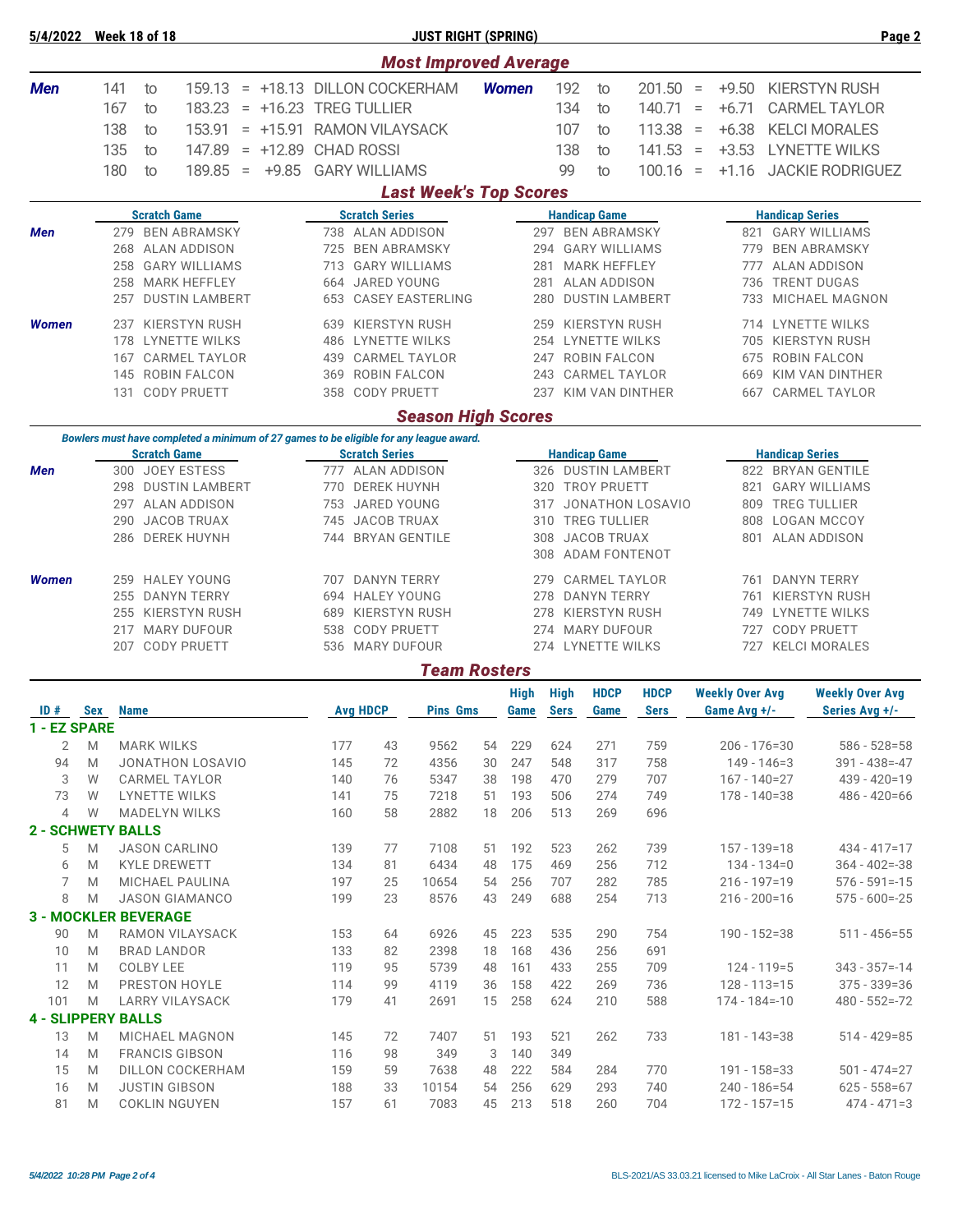5/4/2022 Week 18 of 18 — JUST RIGHT (SPRING)

## Most Improved Average

| Men | | | | | Women | | | | |
|---|---|---|---|---|---|---|---|---|---|
| 141 | to | 159.13 | = +18.13 | DILLON COCKERHAM | 192 | to | 201.50 | = +9.50 | KIERSTYN RUSH |
| 167 | to | 183.23 | = +16.23 | TREG TULLIER | 134 | to | 140.71 | = +6.71 | CARMEL TAYLOR |
| 138 | to | 153.91 | = +15.91 | RAMON VILAYSACK | 107 | to | 113.38 | = +6.38 | KELCI MORALES |
| 135 | to | 147.89 | = +12.89 | CHAD ROSSI | 138 | to | 141.53 | = +3.53 | LYNETTE WILKS |
| 180 | to | 189.85 | = +9.85 | GARY WILLIAMS | 99 | to | 100.16 | = +1.16 | JACKIE RODRIGUEZ |

## Last Week's Top Scores

| | Scratch Game | Scratch Series | Handicap Game | Handicap Series |
|---|---|---|---|---|
| Men | 279 BEN ABRAMSKY | 738 ALAN ADDISON | 297 BEN ABRAMSKY | 821 GARY WILLIAMS |
| | 268 ALAN ADDISON | 725 BEN ABRAMSKY | 294 GARY WILLIAMS | 779 BEN ABRAMSKY |
| | 258 GARY WILLIAMS | 713 GARY WILLIAMS | 281 MARK HEFFLEY | 777 ALAN ADDISON |
| | 258 MARK HEFFLEY | 664 JARED YOUNG | 281 ALAN ADDISON | 736 TRENT DUGAS |
| | 257 DUSTIN LAMBERT | 653 CASEY EASTERLING | 280 DUSTIN LAMBERT | 733 MICHAEL MAGNON |
| Women | 237 KIERSTYN RUSH | 639 KIERSTYN RUSH | 259 KIERSTYN RUSH | 714 LYNETTE WILKS |
| | 178 LYNETTE WILKS | 486 LYNETTE WILKS | 254 LYNETTE WILKS | 705 KIERSTYN RUSH |
| | 167 CARMEL TAYLOR | 439 CARMEL TAYLOR | 247 ROBIN FALCON | 675 ROBIN FALCON |
| | 145 ROBIN FALCON | 369 ROBIN FALCON | 243 CARMEL TAYLOR | 669 KIM VAN DINTHER |
| | 131 CODY PRUETT | 358 CODY PRUETT | 237 KIM VAN DINTHER | 667 CARMEL TAYLOR |

## Season High Scores

*Bowlers must have completed a minimum of 27 games to be eligible for any league award.*

| | Scratch Game | Scratch Series | Handicap Game | Handicap Series |
|---|---|---|---|---|
| Men | 300 JOEY ESTESS | 777 ALAN ADDISON | 326 DUSTIN LAMBERT | 822 BRYAN GENTILE |
| | 298 DUSTIN LAMBERT | 770 DEREK HUYNH | 320 TROY PRUETT | 821 GARY WILLIAMS |
| | 297 ALAN ADDISON | 753 JARED YOUNG | 317 JONATHON LOSAVIO | 809 TREG TULLIER |
| | 290 JACOB TRUAX | 745 JACOB TRUAX | 310 TREG TULLIER | 808 LOGAN MCCOY |
| | 286 DEREK HUYNH | 744 BRYAN GENTILE | 308 JACOB TRUAX | 801 ALAN ADDISON |
| | | | 308 ADAM FONTENOT | |
| Women | 259 HALEY YOUNG | 707 DANYN TERRY | 279 CARMEL TAYLOR | 761 DANYN TERRY |
| | 255 DANYN TERRY | 694 HALEY YOUNG | 278 DANYN TERRY | 761 KIERSTYN RUSH |
| | 255 KIERSTYN RUSH | 689 KIERSTYN RUSH | 278 KIERSTYN RUSH | 749 LYNETTE WILKS |
| | 217 MARY DUFOUR | 538 CODY PRUETT | 274 MARY DUFOUR | 727 CODY PRUETT |
| | 207 CODY PRUETT | 536 MARY DUFOUR | 274 LYNETTE WILKS | 727 KELCI MORALES |

## Team Rosters

| ID # | Sex | Name | Avg | HDCP | Pins | Gms | High Game | High Sers | HDCP Game | HDCP Sers | Weekly Over Avg Game Avg +/- | Weekly Over Avg Series Avg +/- |
|---|---|---|---|---|---|---|---|---|---|---|---|---|
| **1 - EZ SPARE** | | | | | | | | | | | | |
| 2 | M | MARK WILKS | 177 | 43 | 9562 | 54 | 229 | 624 | 271 | 759 | 206 - 176=30 | 586 - 528=58 |
| 94 | M | JONATHON LOSAVIO | 145 | 72 | 4356 | 30 | 247 | 548 | 317 | 758 | 149 - 146=3 | 391 - 438=-47 |
| 3 | W | CARMEL TAYLOR | 140 | 76 | 5347 | 38 | 198 | 470 | 279 | 707 | 167 - 140=27 | 439 - 420=19 |
| 73 | W | LYNETTE WILKS | 141 | 75 | 7218 | 51 | 193 | 506 | 274 | 749 | 178 - 140=38 | 486 - 420=66 |
| 4 | W | MADELYN WILKS | 160 | 58 | 2882 | 18 | 206 | 513 | 269 | 696 | | |
| **2 - SCHWETY BALLS** | | | | | | | | | | | | |
| 5 | M | JASON CARLINO | 139 | 77 | 7108 | 51 | 192 | 523 | 262 | 739 | 157 - 139=18 | 434 - 417=17 |
| 6 | M | KYLE DREWETT | 134 | 81 | 6434 | 48 | 175 | 469 | 256 | 712 | 134 - 134=0 | 364 - 402=-38 |
| 7 | M | MICHAEL PAULINA | 197 | 25 | 10654 | 54 | 256 | 707 | 282 | 785 | 216 - 197=19 | 576 - 591=-15 |
| 8 | M | JASON GIAMANCO | 199 | 23 | 8576 | 43 | 249 | 688 | 254 | 713 | 216 - 200=16 | 575 - 600=-25 |
| **3 - MOCKLER BEVERAGE** | | | | | | | | | | | | |
| 90 | M | RAMON VILAYSACK | 153 | 64 | 6926 | 45 | 223 | 535 | 290 | 754 | 190 - 152=38 | 511 - 456=55 |
| 10 | M | BRAD LANDOR | 133 | 82 | 2398 | 18 | 168 | 436 | 256 | 691 | | |
| 11 | M | COLBY LEE | 119 | 95 | 5739 | 48 | 161 | 433 | 255 | 709 | 124 - 119=5 | 343 - 357=-14 |
| 12 | M | PRESTON HOYLE | 114 | 99 | 4119 | 36 | 158 | 422 | 269 | 736 | 128 - 113=15 | 375 - 339=36 |
| 101 | M | LARRY VILAYSACK | 179 | 41 | 2691 | 15 | 258 | 624 | 210 | 588 | 174 - 184=-10 | 480 - 552=-72 |
| **4 - SLIPPERY BALLS** | | | | | | | | | | | | |
| 13 | M | MICHAEL MAGNON | 145 | 72 | 7407 | 51 | 193 | 521 | 262 | 733 | 181 - 143=38 | 514 - 429=85 |
| 14 | M | FRANCIS GIBSON | 116 | 98 | 349 | 3 | 140 | 349 | | | | |
| 15 | M | DILLON COCKERHAM | 159 | 59 | 7638 | 48 | 222 | 584 | 284 | 770 | 191 - 158=33 | 501 - 474=27 |
| 16 | M | JUSTIN GIBSON | 188 | 33 | 10154 | 54 | 256 | 629 | 293 | 740 | 240 - 186=54 | 625 - 558=67 |
| 81 | M | COKLIN NGUYEN | 157 | 61 | 7083 | 45 | 213 | 518 | 260 | 704 | 172 - 157=15 | 474 - 471=3 |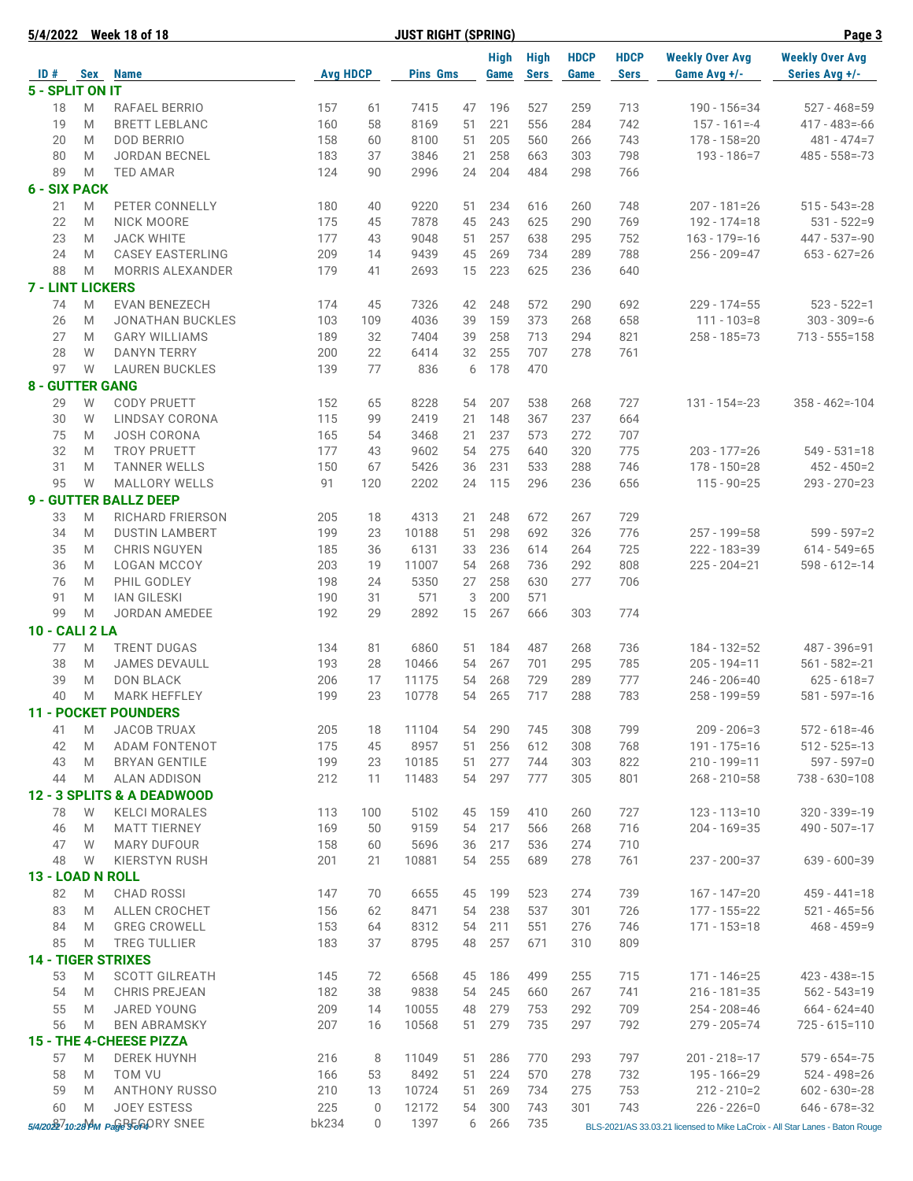5/4/2022 Week 18 of 18 **JUST RIGHT (SPRING)**

| ID # | Sex | Name | Avg | HDCP | Pins | Gms | High Game | High Sers | HDCP Game | HDCP Sers | Weekly Over Avg Game Avg +/- | Weekly Over Avg Series Avg +/- |
|---|---|---|---|---|---|---|---|---|---|---|---|---|
| **5 - SPLIT ON IT** | | | | | | | | | | | | |
| 18 | M | RAFAEL BERRIO | 157 | 61 | 7415 | 47 | 196 | 527 | 259 | 713 | 190 - 156=34 | 527 - 468=59 |
| 19 | M | BRETT LEBLANC | 160 | 58 | 8169 | 51 | 221 | 556 | 284 | 742 | 157 - 161=-4 | 417 - 483=-66 |
| 20 | M | DOD BERRIO | 158 | 60 | 8100 | 51 | 205 | 560 | 266 | 743 | 178 - 158=20 | 481 - 474=7 |
| 80 | M | JORDAN BECNEL | 183 | 37 | 3846 | 21 | 258 | 663 | 303 | 798 | 193 - 186=7 | 485 - 558=-73 |
| 89 | M | TED AMAR | 124 | 90 | 2996 | 24 | 204 | 484 | 298 | 766 | | |
| **6 - SIX PACK** | | | | | | | | | | | | |
| 21 | M | PETER CONNELLY | 180 | 40 | 9220 | 51 | 234 | 616 | 260 | 748 | 207 - 181=26 | 515 - 543=-28 |
| 22 | M | NICK MOORE | 175 | 45 | 7878 | 45 | 243 | 625 | 290 | 769 | 192 - 174=18 | 531 - 522=9 |
| 23 | M | JACK WHITE | 177 | 43 | 9048 | 51 | 257 | 638 | 295 | 752 | 163 - 179=-16 | 447 - 537=-90 |
| 24 | M | CASEY EASTERLING | 209 | 14 | 9439 | 45 | 269 | 734 | 289 | 788 | 256 - 209=47 | 653 - 627=26 |
| 88 | M | MORRIS ALEXANDER | 179 | 41 | 2693 | 15 | 223 | 625 | 236 | 640 | | |
| **7 - LINT LICKERS** | | | | | | | | | | | | |
| 74 | M | EVAN BENEZECH | 174 | 45 | 7326 | 42 | 248 | 572 | 290 | 692 | 229 - 174=55 | 523 - 522=1 |
| 26 | M | JONATHAN BUCKLES | 103 | 109 | 4036 | 39 | 159 | 373 | 268 | 658 | 111 - 103=8 | 303 - 309=-6 |
| 27 | M | GARY WILLIAMS | 189 | 32 | 7404 | 39 | 258 | 713 | 294 | 821 | 258 - 185=73 | 713 - 555=158 |
| 28 | W | DANYN TERRY | 200 | 22 | 6414 | 32 | 255 | 707 | 278 | 761 | | |
| 97 | W | LAUREN BUCKLES | 139 | 77 | 836 | 6 | 178 | 470 | | | | |
| **8 - GUTTER GANG** | | | | | | | | | | | | |
| 29 | W | CODY PRUETT | 152 | 65 | 8228 | 54 | 207 | 538 | 268 | 727 | 131 - 154=-23 | 358 - 462=-104 |
| 30 | W | LINDSAY CORONA | 115 | 99 | 2419 | 21 | 148 | 367 | 237 | 664 | | |
| 75 | M | JOSH CORONA | 165 | 54 | 3468 | 21 | 237 | 573 | 272 | 707 | | |
| 32 | M | TROY PRUETT | 177 | 43 | 9602 | 54 | 275 | 640 | 320 | 775 | 203 - 177=26 | 549 - 531=18 |
| 31 | M | TANNER WELLS | 150 | 67 | 5426 | 36 | 231 | 533 | 288 | 746 | 178 - 150=28 | 452 - 450=2 |
| 95 | W | MALLORY WELLS | 91 | 120 | 2202 | 24 | 115 | 296 | 236 | 656 | 115 - 90=25 | 293 - 270=23 |
| **9 - GUTTER BALLZ DEEP** | | | | | | | | | | | | |
| 33 | M | RICHARD FRIERSON | 205 | 18 | 4313 | 21 | 248 | 672 | 267 | 729 | | |
| 34 | M | DUSTIN LAMBERT | 199 | 23 | 10188 | 51 | 298 | 692 | 326 | 776 | 257 - 199=58 | 599 - 597=2 |
| 35 | M | CHRIS NGUYEN | 185 | 36 | 6131 | 33 | 236 | 614 | 264 | 725 | 222 - 183=39 | 614 - 549=65 |
| 36 | M | LOGAN MCCOY | 203 | 19 | 11007 | 54 | 268 | 736 | 292 | 808 | 225 - 204=21 | 598 - 612=-14 |
| 76 | M | PHIL GODLEY | 198 | 24 | 5350 | 27 | 258 | 630 | 277 | 706 | | |
| 91 | M | IAN GILESKI | 190 | 31 | 571 | 3 | 200 | 571 | | | | |
| 99 | M | JORDAN AMEDEE | 192 | 29 | 2892 | 15 | 267 | 666 | 303 | 774 | | |
| **10 - CALI 2 LA** | | | | | | | | | | | | |
| 77 | M | TRENT DUGAS | 134 | 81 | 6860 | 51 | 184 | 487 | 268 | 736 | 184 - 132=52 | 487 - 396=91 |
| 38 | M | JAMES DEVAULL | 193 | 28 | 10466 | 54 | 267 | 701 | 295 | 785 | 205 - 194=11 | 561 - 582=-21 |
| 39 | M | DON BLACK | 206 | 17 | 11175 | 54 | 268 | 729 | 289 | 777 | 246 - 206=40 | 625 - 618=7 |
| 40 | M | MARK HEFFLEY | 199 | 23 | 10778 | 54 | 265 | 717 | 288 | 783 | 258 - 199=59 | 581 - 597=-16 |
| **11 - POCKET POUNDERS** | | | | | | | | | | | | |
| 41 | M | JACOB TRUAX | 205 | 18 | 11104 | 54 | 290 | 745 | 308 | 799 | 209 - 206=3 | 572 - 618=-46 |
| 42 | M | ADAM FONTENOT | 175 | 45 | 8957 | 51 | 256 | 612 | 308 | 768 | 191 - 175=16 | 512 - 525=-13 |
| 43 | M | BRYAN GENTILE | 199 | 23 | 10185 | 51 | 277 | 744 | 303 | 822 | 210 - 199=11 | 597 - 597=0 |
| 44 | M | ALAN ADDISON | 212 | 11 | 11483 | 54 | 297 | 777 | 305 | 801 | 268 - 210=58 | 738 - 630=108 |
| **12 - 3 SPLITS & A DEADWOOD** | | | | | | | | | | | | |
| 78 | W | KELCI MORALES | 113 | 100 | 5102 | 45 | 159 | 410 | 260 | 727 | 123 - 113=10 | 320 - 339=-19 |
| 46 | M | MATT TIERNEY | 169 | 50 | 9159 | 54 | 217 | 566 | 268 | 716 | 204 - 169=35 | 490 - 507=-17 |
| 47 | W | MARY DUFOUR | 158 | 60 | 5696 | 36 | 217 | 536 | 274 | 710 | | |
| 48 | W | KIERSTYN RUSH | 201 | 21 | 10881 | 54 | 255 | 689 | 278 | 761 | 237 - 200=37 | 639 - 600=39 |
| **13 - LOAD N ROLL** | | | | | | | | | | | | |
| 82 | M | CHAD ROSSI | 147 | 70 | 6655 | 45 | 199 | 523 | 274 | 739 | 167 - 147=20 | 459 - 441=18 |
| 83 | M | ALLEN CROCHET | 156 | 62 | 8471 | 54 | 238 | 537 | 301 | 726 | 177 - 155=22 | 521 - 465=56 |
| 84 | M | GREG CROWELL | 153 | 64 | 8312 | 54 | 211 | 551 | 276 | 746 | 171 - 153=18 | 468 - 459=9 |
| 85 | M | TREG TULLIER | 183 | 37 | 8795 | 48 | 257 | 671 | 310 | 809 | | |
| **14 - TIGER STRIXES** | | | | | | | | | | | | |
| 53 | M | SCOTT GILREATH | 145 | 72 | 6568 | 45 | 186 | 499 | 255 | 715 | 171 - 146=25 | 423 - 438=-15 |
| 54 | M | CHRIS PREJEAN | 182 | 38 | 9838 | 54 | 245 | 660 | 267 | 741 | 216 - 181=35 | 562 - 543=19 |
| 55 | M | JARED YOUNG | 209 | 14 | 10055 | 48 | 279 | 753 | 292 | 709 | 254 - 208=46 | 664 - 624=40 |
| 56 | M | BEN ABRAMSKY | 207 | 16 | 10568 | 51 | 279 | 735 | 297 | 792 | 279 - 205=74 | 725 - 615=110 |
| **15 - THE 4-CHEESE PIZZA** | | | | | | | | | | | | |
| 57 | M | DEREK HUYNH | 216 | 8 | 11049 | 51 | 286 | 770 | 293 | 797 | 201 - 218=-17 | 579 - 654=-75 |
| 58 | M | TOM VU | 166 | 53 | 8492 | 51 | 224 | 570 | 278 | 732 | 195 - 166=29 | 524 - 498=26 |
| 59 | M | ANTHONY RUSSO | 210 | 13 | 10724 | 51 | 269 | 734 | 275 | 753 | 212 - 210=2 | 602 - 630=-28 |
| 60 | M | JOEY ESTESS | 225 | 0 | 12172 | 54 | 300 | 743 | 301 | 743 | 226 - 226=0 | 646 - 678=-32 |
| 87 | M | GREGORY SNEE | bk234 | 0 | 1397 | 6 | 266 | 735 | | | | |

BLS-2021/AS 33.03.21 licensed to Mike LaCroix - All Star Lanes - Baton Rouge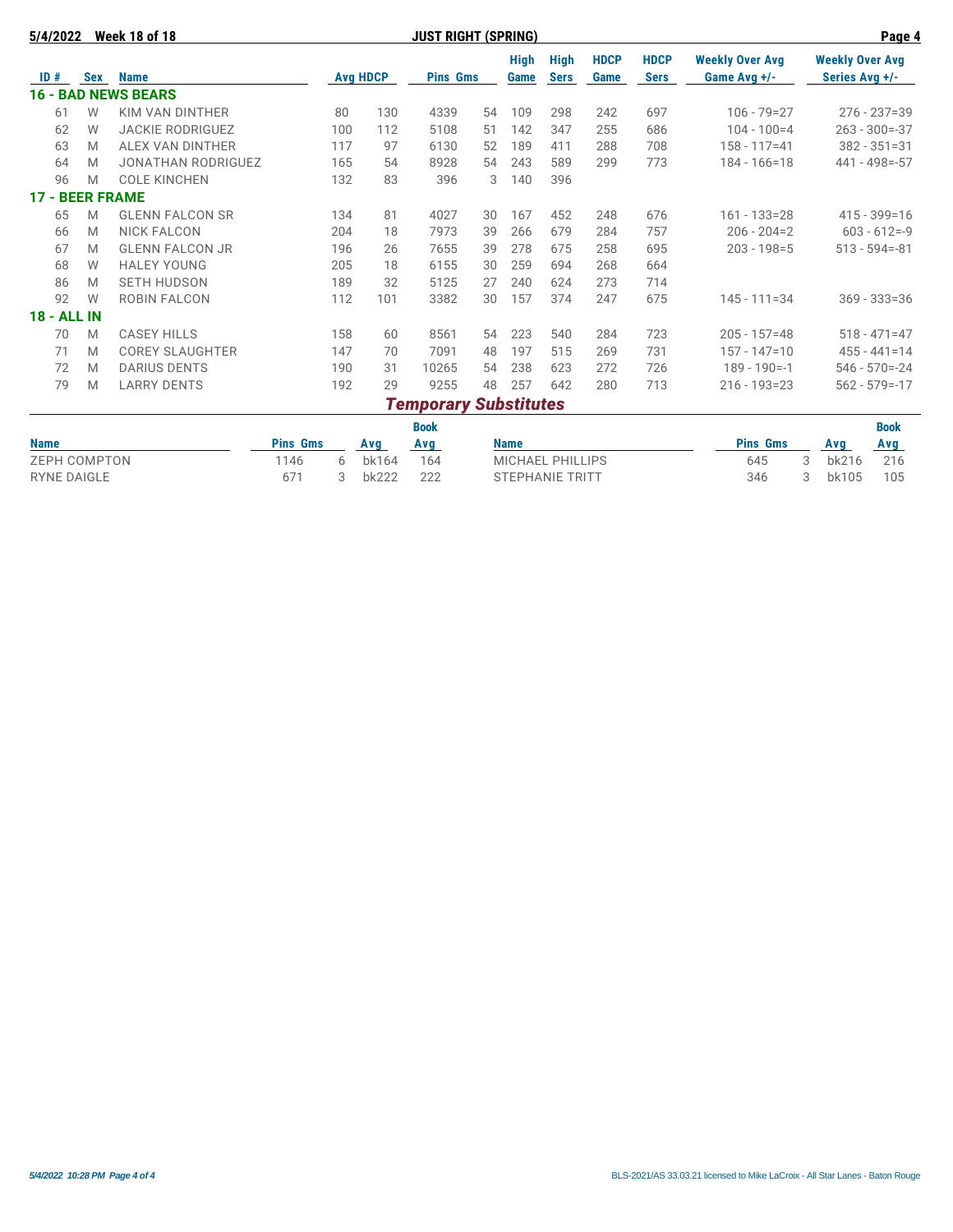5/4/2022 Week 18 of 18 JUST RIGHT (SPRING)

| ID # | Sex | Name | Avg | HDCP | Pins | Gms | High Game | High Sers | HDCP Game | HDCP Sers | Weekly Over Avg Game Avg +/- | Weekly Over Avg Series Avg +/- |
|---|---|---|---|---|---|---|---|---|---|---|---|---|
| **16 - BAD NEWS BEARS** | | | | | | | | | | | | |
| 61 | W | KIM VAN DINTHER | 80 | 130 | 4339 | 54 | 109 | 298 | 242 | 697 | 106 - 79=27 | 276 - 237=39 |
| 62 | W | JACKIE RODRIGUEZ | 100 | 112 | 5108 | 51 | 142 | 347 | 255 | 686 | 104 - 100=4 | 263 - 300=-37 |
| 63 | M | ALEX VAN DINTHER | 117 | 97 | 6130 | 52 | 189 | 411 | 288 | 708 | 158 - 117=41 | 382 - 351=31 |
| 64 | M | JONATHAN RODRIGUEZ | 165 | 54 | 8928 | 54 | 243 | 589 | 299 | 773 | 184 - 166=18 | 441 - 498=-57 |
| 96 | M | COLE KINCHEN | 132 | 83 | 396 | 3 | 140 | 396 | | | | |
| **17 - BEER FRAME** | | | | | | | | | | | | |
| 65 | M | GLENN FALCON SR | 134 | 81 | 4027 | 30 | 167 | 452 | 248 | 676 | 161 - 133=28 | 415 - 399=16 |
| 66 | M | NICK FALCON | 204 | 18 | 7973 | 39 | 266 | 679 | 284 | 757 | 206 - 204=2 | 603 - 612=-9 |
| 67 | M | GLENN FALCON JR | 196 | 26 | 7655 | 39 | 278 | 675 | 258 | 695 | 203 - 198=5 | 513 - 594=-81 |
| 68 | W | HALEY YOUNG | 205 | 18 | 6155 | 30 | 259 | 694 | 268 | 664 | | |
| 86 | M | SETH HUDSON | 189 | 32 | 5125 | 27 | 240 | 624 | 273 | 714 | | |
| 92 | W | ROBIN FALCON | 112 | 101 | 3382 | 30 | 157 | 374 | 247 | 675 | 145 - 111=34 | 369 - 333=36 |
| **18 - ALL IN** | | | | | | | | | | | | |
| 70 | M | CASEY HILLS | 158 | 60 | 8561 | 54 | 223 | 540 | 284 | 723 | 205 - 157=48 | 518 - 471=47 |
| 71 | M | COREY SLAUGHTER | 147 | 70 | 7091 | 48 | 197 | 515 | 269 | 731 | 157 - 147=10 | 455 - 441=14 |
| 72 | M | DARIUS DENTS | 190 | 31 | 10265 | 54 | 238 | 623 | 272 | 726 | 189 - 190=-1 | 546 - 570=-24 |
| 79 | M | LARRY DENTS | 192 | 29 | 9255 | 48 | 257 | 642 | 280 | 713 | 216 - 193=23 | 562 - 579=-17 |

## *Temporary Substitutes*

| Name | Pins | Gms | Avg | Book Avg |
|---|---|---|---|---|
| ZEPH COMPTON | 1146 | 6 | bk164 | 164 |
| RYNE DAIGLE | 671 | 3 | bk222 | 222 |
| MICHAEL PHILLIPS | 645 | 3 | bk216 | 216 |
| STEPHANIE TRITT | 346 | 3 | bk105 | 105 |